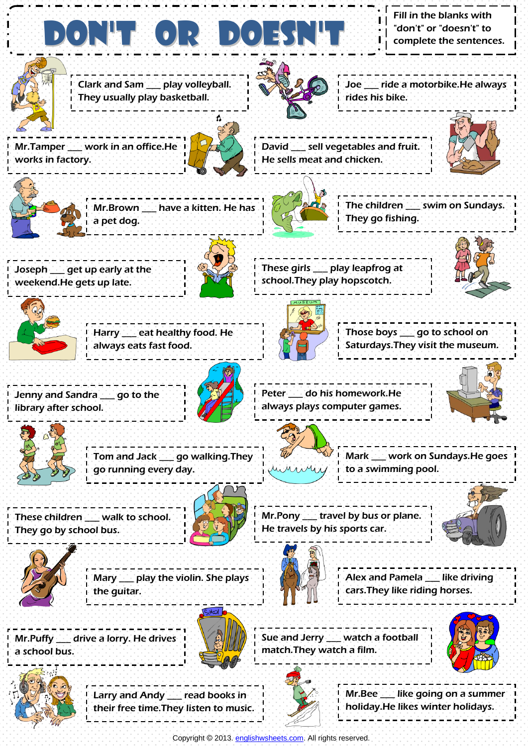# DON'T OR DOESN'T

Fill in the blanks with "don't" or "doesn't" to complete the sentences.

Clark and Sam ___ play volleyball. They usually play basketball.

Joe ___ ride a motorbike.He always rides his bike.

Mr.Tamper ___ work in an office.He works in factory.

David ___ sell vegetables and fruit. He sells meat and chicken.

Mr.Brown ___ have a kitten. He has a pet dog.

The children ___ swim on Sundays. They go fishing.

Joseph ___ get up early at the weekend.He gets up late.

These girls ___ play leapfrog at school.They play hopscotch.

Harry ___ eat healthy food. He always eats fast food.

Those boys ___ go to school on Saturdays.They visit the museum.

Jenny and Sandra ___ go to the library after school.

Peter ___ do his homework.He always plays computer games.

Tom and Jack ___ go walking.They go running every day.

Mark ___ work on Sundays.He goes to a swimming pool.

These children ___ walk to school. They go by school bus.

Mr.Pony ___ travel by bus or plane. He travels by his sports car.

Mary ___ play the violin. She plays the guitar.

Alex and Pamela ___ like driving cars.They like riding horses.

Mr.Puffy ___ drive a lorry. He drives a school bus.

Sue and Jerry ___ watch a football match.They watch a film.

Larry and Andy ___ read books in their free time.They listen to music.

Mr.Bee ___ like going on a summer holiday.He likes winter holidays.

Copyright © 2013. englishwsheets.com. All rights reserved.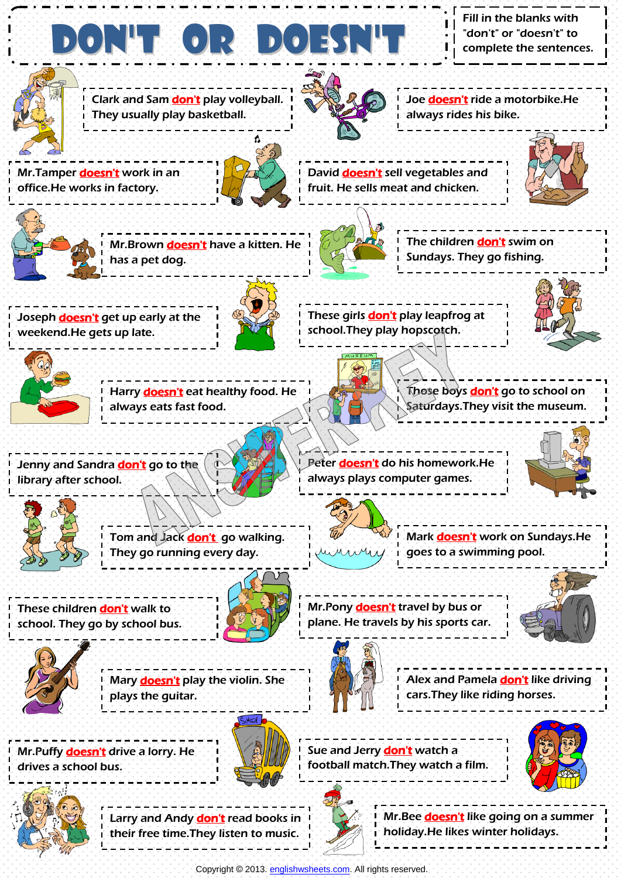# DON'T OR DOESN'T

Fill in the blanks with "don't" or "doesn't" to complete the sentences.

Clark and Sam **don't** play volleyball. They usually play basketball.

Joe **doesn't** ride a motorbike.He always rides his bike.

Mr.Tamper **doesn't** work in an office.He works in factory.

David **doesn't** sell vegetables and fruit. He sells meat and chicken.

Mr.Brown **doesn't** have a kitten. He has a pet dog.

The children **don't** swim on Sundays. They go fishing.

Joseph **doesn't** get up early at the weekend.He gets up late.

These girls **don't** play leapfrog at school.They play hopscotch.

Harry **doesn't** eat healthy food. He always eats fast food.

These boys **don't** go to school on Saturdays.They visit the museum.

Jenny and Sandra **don't** go to the library after school.

Peter **doesn't** do his homework.He always plays computer games.

Tom and Jack **don't** go walking. They go running every day.

Mark **doesn't** work on Sundays.He goes to a swimming pool.

These children **don't** walk to school. They go by school bus.

Mr.Pony **doesn't** travel by bus or plane. He travels by his sports car.

Mary **doesn't** play the violin. She plays the guitar.

Alex and Pamela **don't** like driving cars.They like riding horses.

Mr.Puffy **doesn't** drive a lorry. He drives a school bus.

Sue and Jerry **don't** watch a football match.They watch a film.

Larry and Andy **don't** read books in their free time.They listen to music.

Mr.Bee **doesn't** like going on a summer holiday.He likes winter holidays.

Copyright © 2013. englishwsheets.com. All rights reserved.